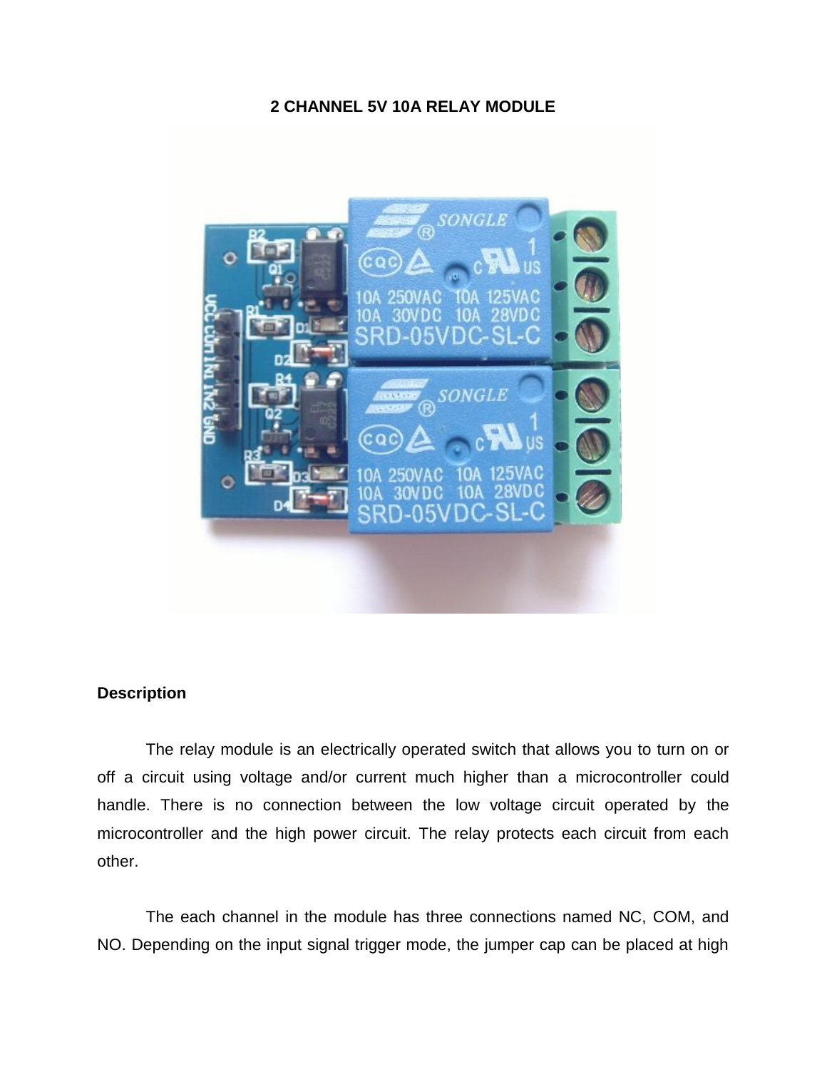**2 CHANNEL 5V 10A RELAY MODULE**

**Description**

The relay module is an electrically operated switch that allows you to turn on or off a circuit using voltage and/or current much higher than a microcontroller could handle. There is no connection between the low voltage circuit operated by the microcontroller and the high power circuit. The relay protects each circuit from each other.

The each channel in the module has three connections named NC, COM, and NO. Depending on the input signal trigger mode, the jumper cap can be placed at high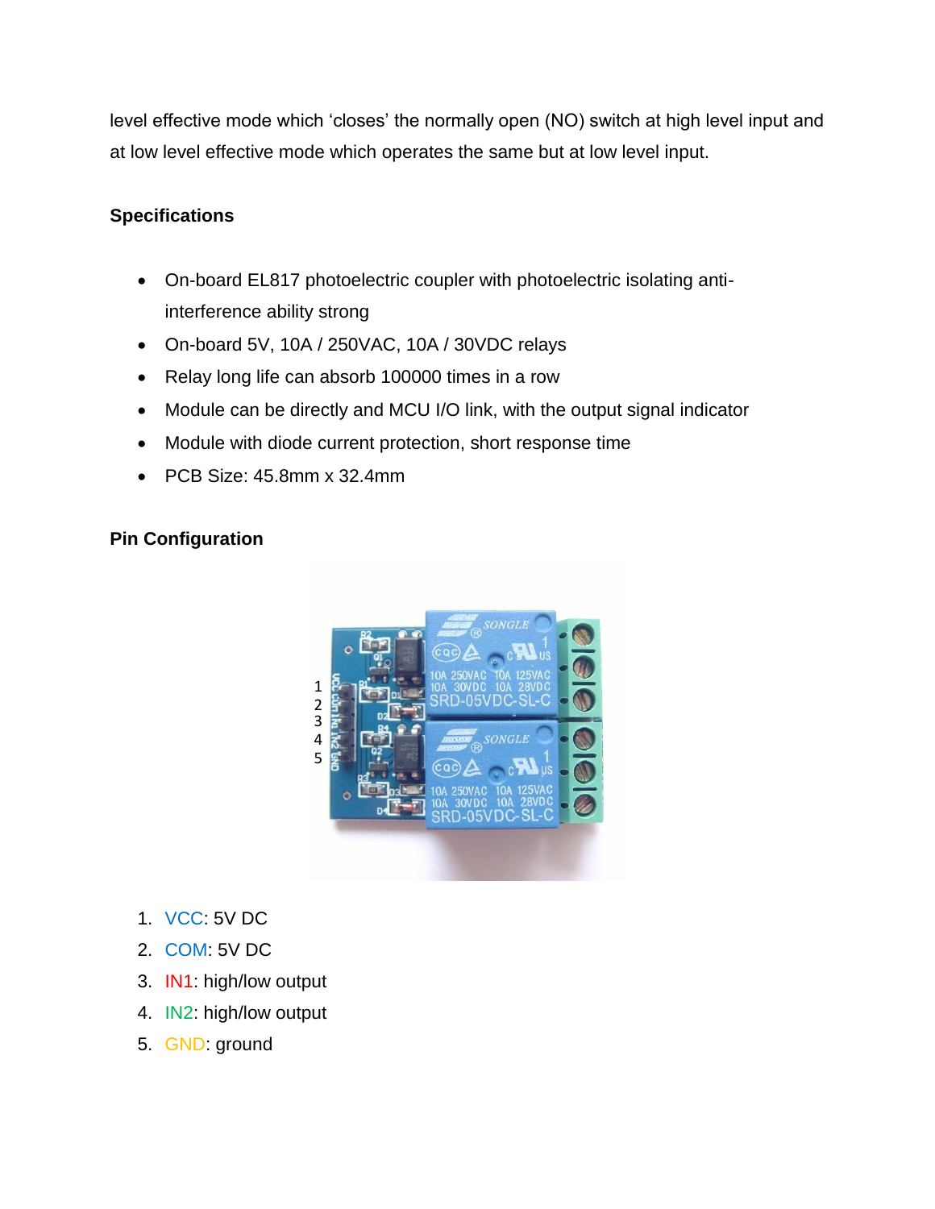level effective mode which 'closes' the normally open (NO) switch at high level input and at low level effective mode which operates the same but at low level input.

**Specifications**

- On-board EL817 photoelectric coupler with photoelectric isolating anti-interference ability strong
- On-board 5V, 10A / 250VAC, 10A / 30VDC relays
- Relay long life can absorb 100000 times in a row
- Module can be directly and MCU I/O link, with the output signal indicator
- Module with diode current protection, short response time
- PCB Size: 45.8mm x 32.4mm

**Pin Configuration**

1. VCC: 5V DC
2. COM: 5V DC
3. IN1: high/low output
4. IN2: high/low output
5. GND: ground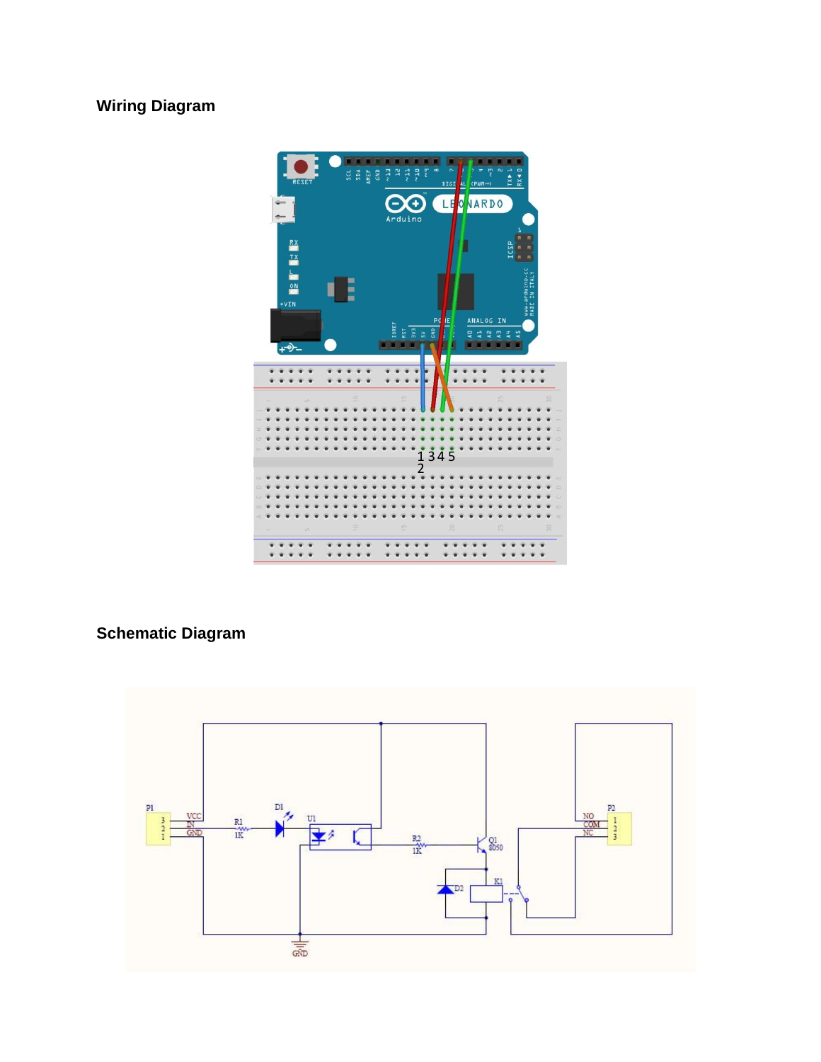## Wiring Diagram

## Schematic Diagram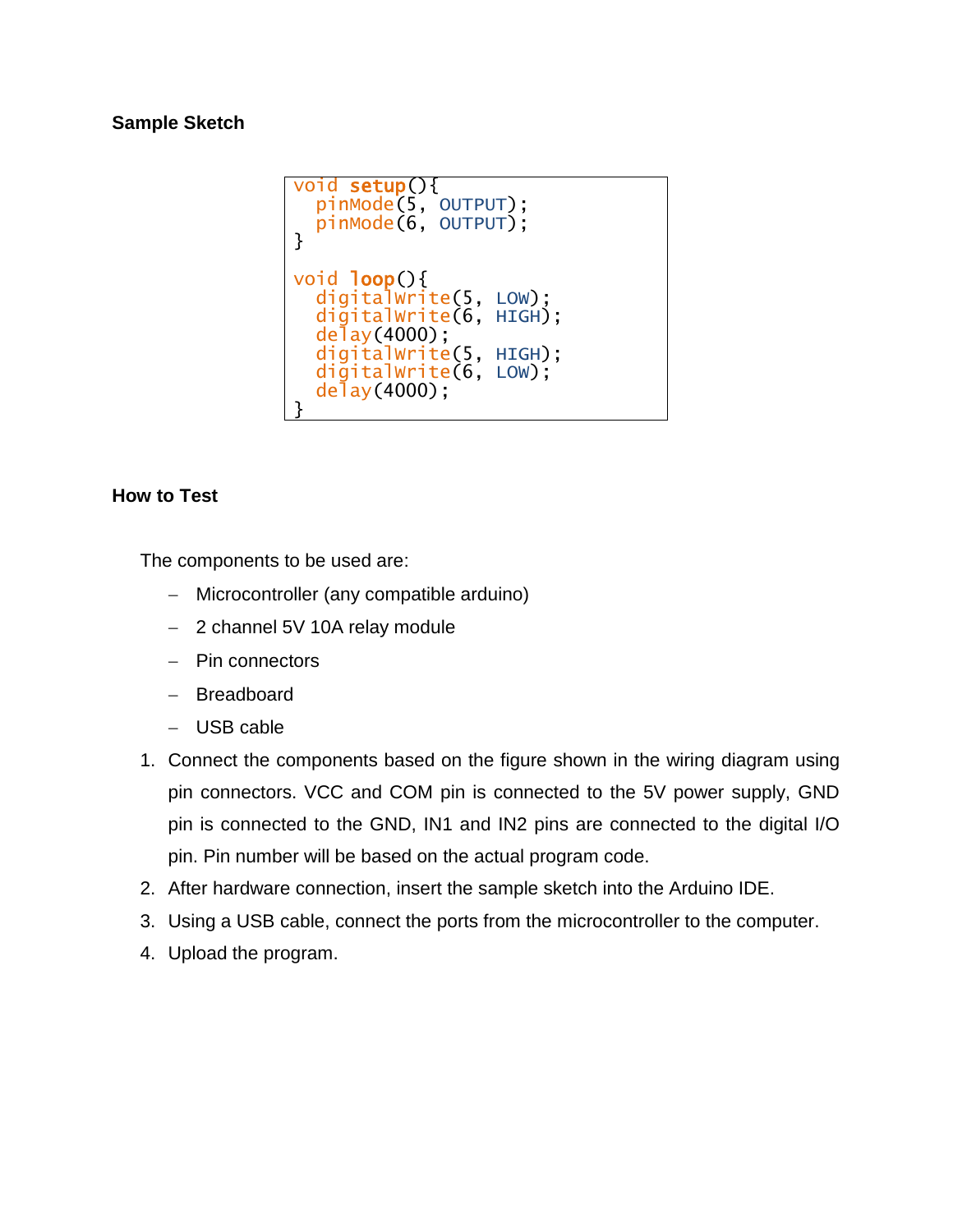### Sample Sketch

```
void setup(){
  pinMode(5, OUTPUT);
  pinMode(6, OUTPUT);
}

void loop(){
  digitalWrite(5, LOW);
  digitalWrite(6, HIGH);
  delay(4000);
  digitalWrite(5, HIGH);
  digitalWrite(6, LOW);
  delay(4000);
}
```

### How to Test

The components to be used are:

- Microcontroller (any compatible arduino)
- 2 channel 5V 10A relay module
- Pin connectors
- Breadboard
- USB cable

1. Connect the components based on the figure shown in the wiring diagram using pin connectors. VCC and COM pin is connected to the 5V power supply, GND pin is connected to the GND, IN1 and IN2 pins are connected to the digital I/O pin. Pin number will be based on the actual program code.
2. After hardware connection, insert the sample sketch into the Arduino IDE.
3. Using a USB cable, connect the ports from the microcontroller to the computer.
4. Upload the program.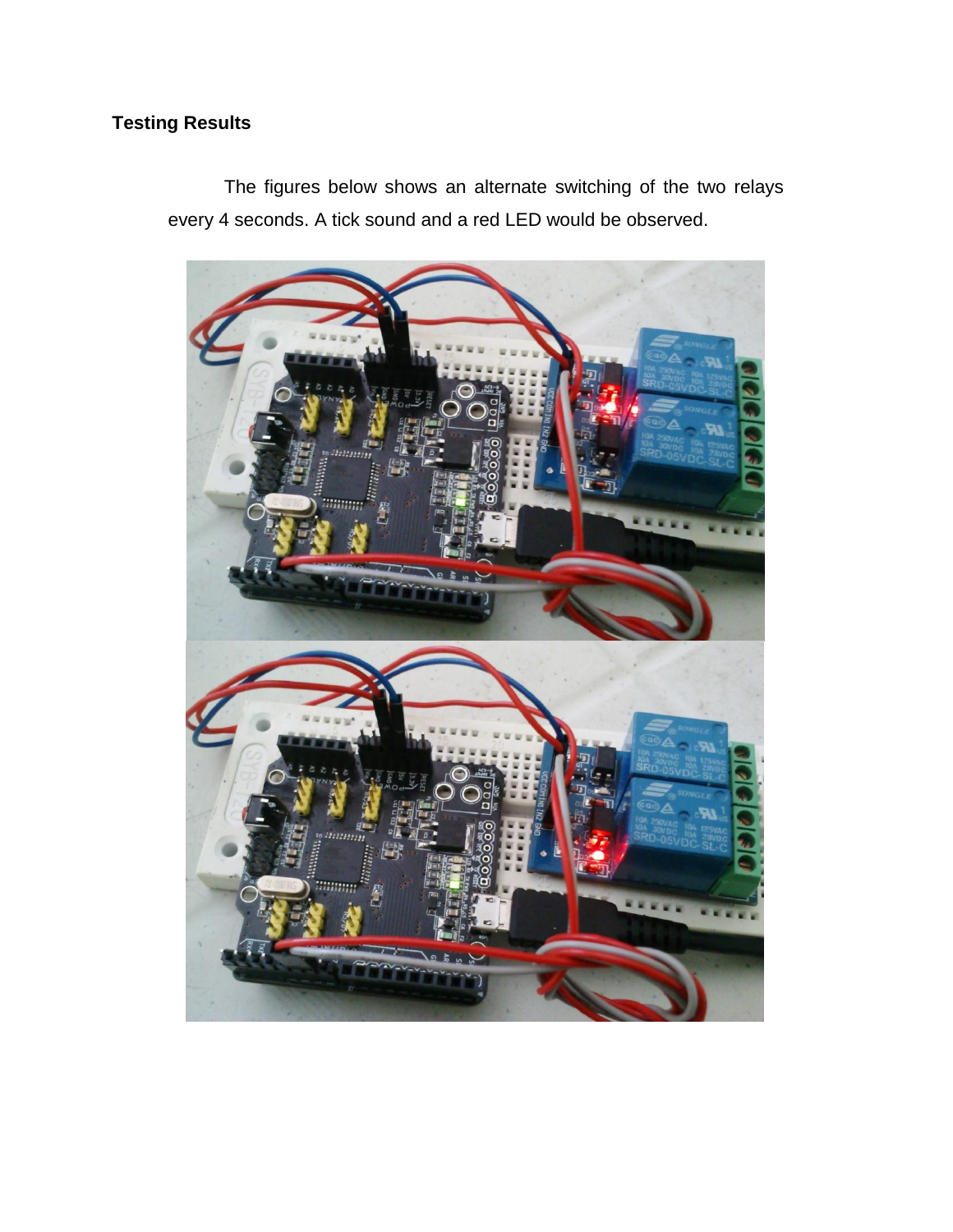**Testing Results**

The figures below shows an alternate switching of the two relays every 4 seconds. A tick sound and a red LED would be observed.